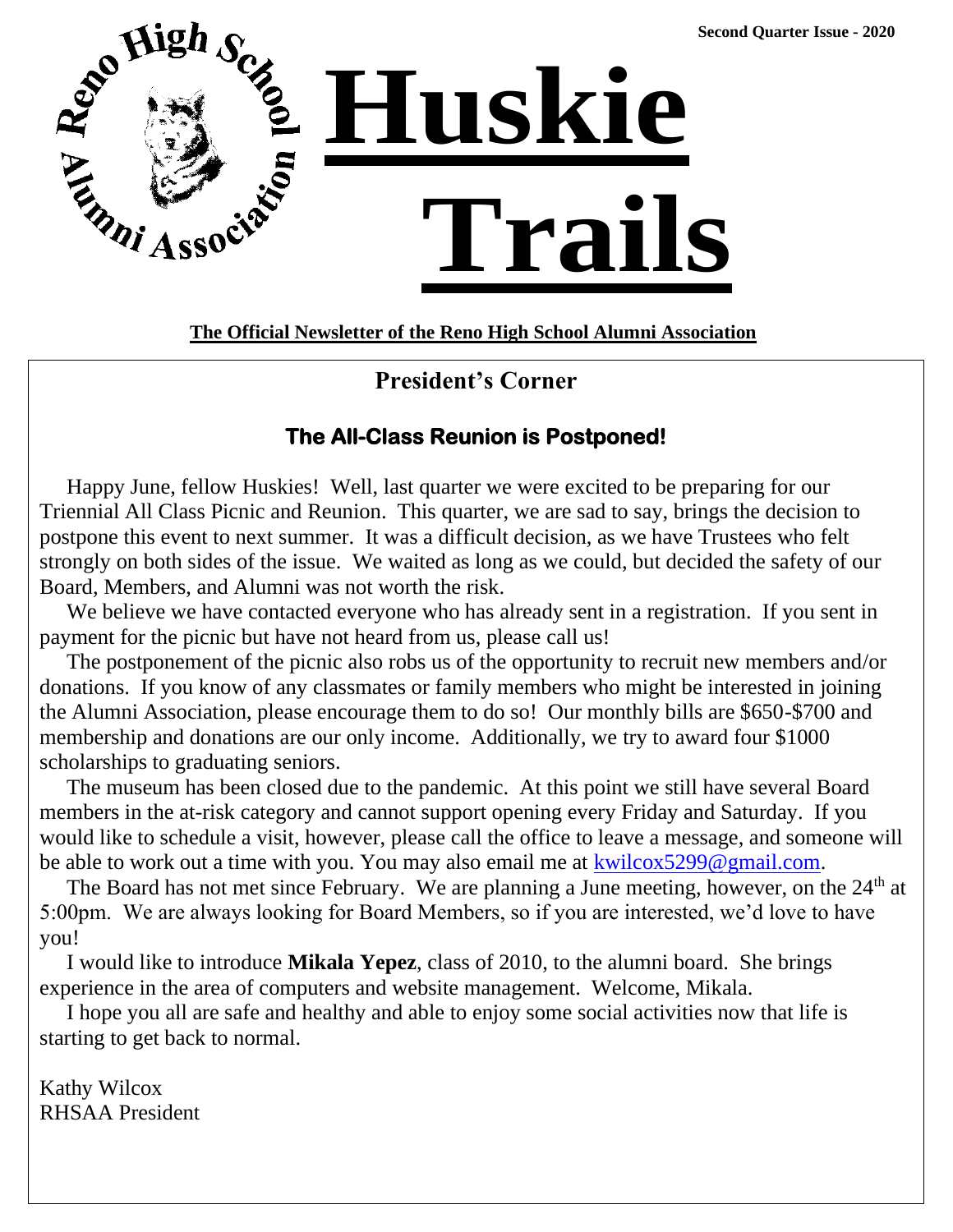Second Quarter Issue - 2020

# Huskie Trails

**The Official Newsletter of the Reno High School Alumni Association**

## President's Corner

### The All-Class Reunion is Postponed!

Happy June, fellow Huskies! Well, last quarter we were excited to be preparing for our Triennial All Class Picnic and Reunion. This quarter, we are sad to say, brings the decision to postpone this event to next summer. It was a difficult decision, as we have Trustees who felt strongly on both sides of the issue. We waited as long as we could, but decided the safety of our Board, Members, and Alumni was not worth the risk.

We believe we have contacted everyone who has already sent in a registration. If you sent in payment for the picnic but have not heard from us, please call us!

The postponement of the picnic also robs us of the opportunity to recruit new members and/or donations. If you know of any classmates or family members who might be interested in joining the Alumni Association, please encourage them to do so! Our monthly bills are $650-$700 and membership and donations are our only income. Additionally, we try to award four $1000 scholarships to graduating seniors.

The museum has been closed due to the pandemic. At this point we still have several Board members in the at-risk category and cannot support opening every Friday and Saturday. If you would like to schedule a visit, however, please call the office to leave a message, and someone will be able to work out a time with you. You may also email me at kwilcox5299@gmail.com.

The Board has not met since February. We are planning a June meeting, however, on the 24th at 5:00pm. We are always looking for Board Members, so if you are interested, we'd love to have you!

I would like to introduce **Mikala Yepez**, class of 2010, to the alumni board. She brings experience in the area of computers and website management. Welcome, Mikala.

I hope you all are safe and healthy and able to enjoy some social activities now that life is starting to get back to normal.

Kathy Wilcox
RHSAA President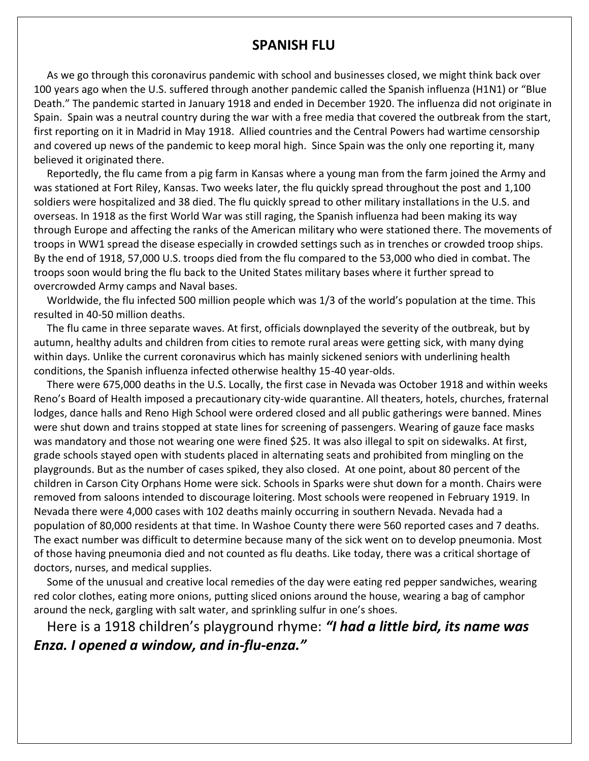## SPANISH FLU

As we go through this coronavirus pandemic with school and businesses closed, we might think back over 100 years ago when the U.S. suffered through another pandemic called the Spanish influenza (H1N1) or "Blue Death." The pandemic started in January 1918 and ended in December 1920. The influenza did not originate in Spain. Spain was a neutral country during the war with a free media that covered the outbreak from the start, first reporting on it in Madrid in May 1918. Allied countries and the Central Powers had wartime censorship and covered up news of the pandemic to keep moral high. Since Spain was the only one reporting it, many believed it originated there.

Reportedly, the flu came from a pig farm in Kansas where a young man from the farm joined the Army and was stationed at Fort Riley, Kansas. Two weeks later, the flu quickly spread throughout the post and 1,100 soldiers were hospitalized and 38 died. The flu quickly spread to other military installations in the U.S. and overseas. In 1918 as the first World War was still raging, the Spanish influenza had been making its way through Europe and affecting the ranks of the American military who were stationed there. The movements of troops in WW1 spread the disease especially in crowded settings such as in trenches or crowded troop ships. By the end of 1918, 57,000 U.S. troops died from the flu compared to the 53,000 who died in combat. The troops soon would bring the flu back to the United States military bases where it further spread to overcrowded Army camps and Naval bases.

Worldwide, the flu infected 500 million people which was 1/3 of the world's population at the time. This resulted in 40-50 million deaths.

The flu came in three separate waves. At first, officials downplayed the severity of the outbreak, but by autumn, healthy adults and children from cities to remote rural areas were getting sick, with many dying within days. Unlike the current coronavirus which has mainly sickened seniors with underlining health conditions, the Spanish influenza infected otherwise healthy 15-40 year-olds.

There were 675,000 deaths in the U.S. Locally, the first case in Nevada was October 1918 and within weeks Reno's Board of Health imposed a precautionary city-wide quarantine. All theaters, hotels, churches, fraternal lodges, dance halls and Reno High School were ordered closed and all public gatherings were banned. Mines were shut down and trains stopped at state lines for screening of passengers. Wearing of gauze face masks was mandatory and those not wearing one were fined $25. It was also illegal to spit on sidewalks. At first, grade schools stayed open with students placed in alternating seats and prohibited from mingling on the playgrounds. But as the number of cases spiked, they also closed. At one point, about 80 percent of the children in Carson City Orphans Home were sick. Schools in Sparks were shut down for a month. Chairs were removed from saloons intended to discourage loitering. Most schools were reopened in February 1919. In Nevada there were 4,000 cases with 102 deaths mainly occurring in southern Nevada. Nevada had a population of 80,000 residents at that time. In Washoe County there were 560 reported cases and 7 deaths. The exact number was difficult to determine because many of the sick went on to develop pneumonia. Most of those having pneumonia died and not counted as flu deaths. Like today, there was a critical shortage of doctors, nurses, and medical supplies.

Some of the unusual and creative local remedies of the day were eating red pepper sandwiches, wearing red color clothes, eating more onions, putting sliced onions around the house, wearing a bag of camphor around the neck, gargling with salt water, and sprinkling sulfur in one's shoes.

Here is a 1918 children's playground rhyme: ***"I had a little bird, its name was Enza. I opened a window, and in-flu-enza."***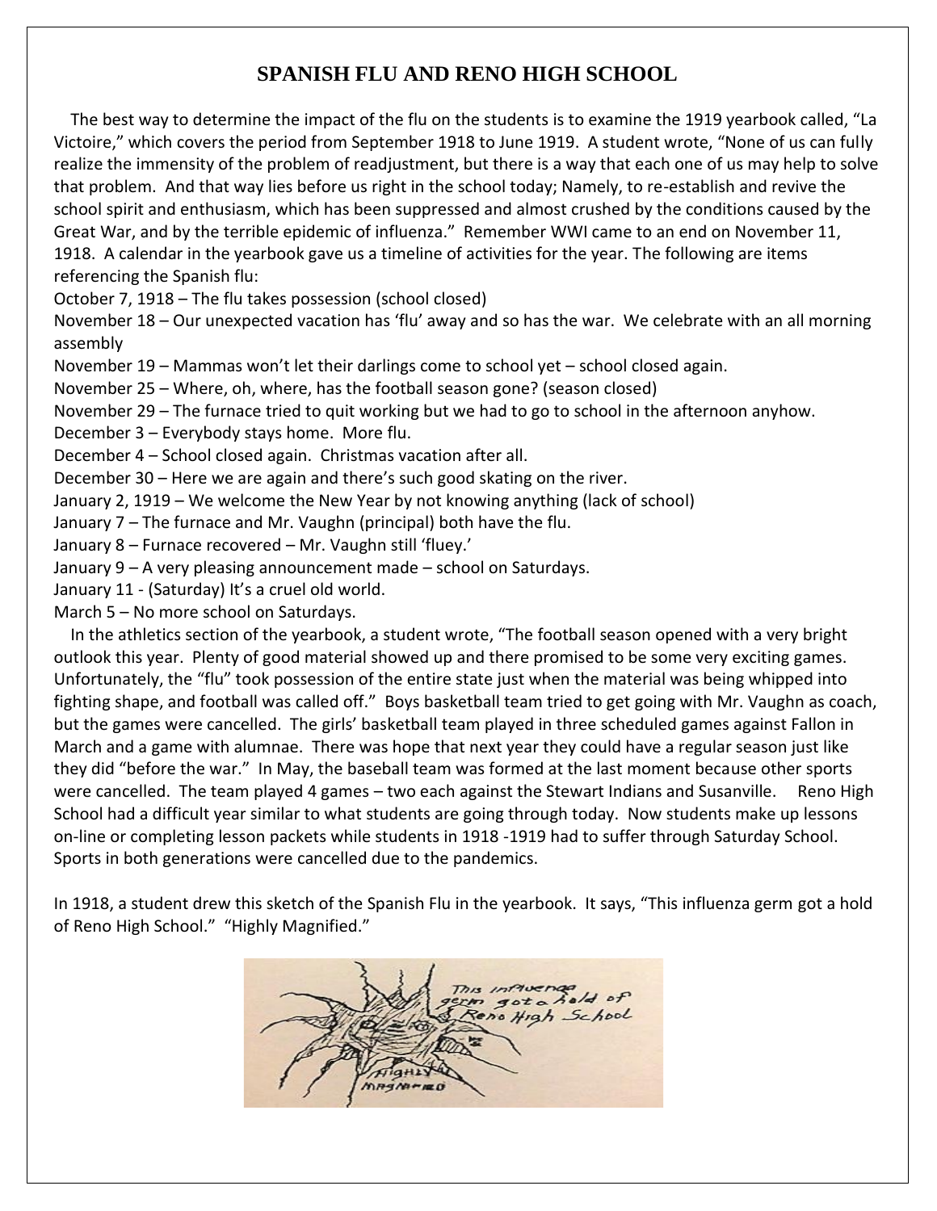# SPANISH FLU AND RENO HIGH SCHOOL

The best way to determine the impact of the flu on the students is to examine the 1919 yearbook called, "La Victoire," which covers the period from September 1918 to June 1919. A student wrote, "None of us can fully realize the immensity of the problem of readjustment, but there is a way that each one of us may help to solve that problem. And that way lies before us right in the school today; Namely, to re-establish and revive the school spirit and enthusiasm, which has been suppressed and almost crushed by the conditions caused by the Great War, and by the terrible epidemic of influenza." Remember WWI came to an end on November 11, 1918. A calendar in the yearbook gave us a timeline of activities for the year. The following are items referencing the Spanish flu:

October 7, 1918 – The flu takes possession (school closed)

November 18 – Our unexpected vacation has 'flu' away and so has the war. We celebrate with an all morning assembly

November 19 – Mammas won't let their darlings come to school yet – school closed again.

November 25 – Where, oh, where, has the football season gone? (season closed)

November 29 – The furnace tried to quit working but we had to go to school in the afternoon anyhow.

December 3 – Everybody stays home. More flu.

December 4 – School closed again. Christmas vacation after all.

December 30 – Here we are again and there's such good skating on the river.

January 2, 1919 – We welcome the New Year by not knowing anything (lack of school)

January 7 – The furnace and Mr. Vaughn (principal) both have the flu.

January 8 – Furnace recovered – Mr. Vaughn still 'fluey.'

January 9 – A very pleasing announcement made – school on Saturdays.

January 11 - (Saturday) It's a cruel old world.

March 5 – No more school on Saturdays.

In the athletics section of the yearbook, a student wrote, "The football season opened with a very bright outlook this year. Plenty of good material showed up and there promised to be some very exciting games. Unfortunately, the "flu" took possession of the entire state just when the material was being whipped into fighting shape, and football was called off." Boys basketball team tried to get going with Mr. Vaughn as coach, but the games were cancelled. The girls' basketball team played in three scheduled games against Fallon in March and a game with alumnae. There was hope that next year they could have a regular season just like they did "before the war." In May, the baseball team was formed at the last moment because other sports were cancelled. The team played 4 games – two each against the Stewart Indians and Susanville. Reno High School had a difficult year similar to what students are going through today. Now students make up lessons on-line or completing lesson packets while students in 1918 -1919 had to suffer through Saturday School. Sports in both generations were cancelled due to the pandemics.

In 1918, a student drew this sketch of the Spanish Flu in the yearbook. It says, "This influenza germ got a hold of Reno High School." "Highly Magnified."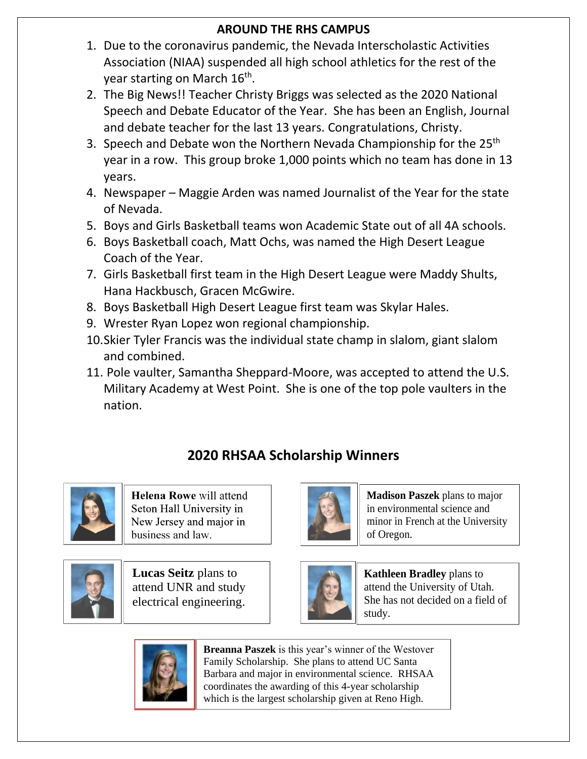## AROUND THE RHS CAMPUS

1. Due to the coronavirus pandemic, the Nevada Interscholastic Activities Association (NIAA) suspended all high school athletics for the rest of the year starting on March 16th.
2. The Big News!! Teacher Christy Briggs was selected as the 2020 National Speech and Debate Educator of the Year. She has been an English, Journal and debate teacher for the last 13 years. Congratulations, Christy.
3. Speech and Debate won the Northern Nevada Championship for the 25th year in a row. This group broke 1,000 points which no team has done in 13 years.
4. Newspaper – Maggie Arden was named Journalist of the Year for the state of Nevada.
5. Boys and Girls Basketball teams won Academic State out of all 4A schools.
6. Boys Basketball coach, Matt Ochs, was named the High Desert League Coach of the Year.
7. Girls Basketball first team in the High Desert League were Maddy Shults, Hana Hackbusch, Gracen McGwire.
8. Boys Basketball High Desert League first team was Skylar Hales.
9. Wrester Ryan Lopez won regional championship.
10. Skier Tyler Francis was the individual state champ in slalom, giant slalom and combined.
11. Pole vaulter, Samantha Sheppard-Moore, was accepted to attend the U.S. Military Academy at West Point. She is one of the top pole vaulters in the nation.

## 2020 RHSAA Scholarship Winners

**Helena Rowe** will attend Seton Hall University in New Jersey and major in business and law.

**Madison Paszek** plans to major in environmental science and minor in French at the University of Oregon.

**Lucas Seitz** plans to attend UNR and study electrical engineering.

**Kathleen Bradley** plans to attend the University of Utah. She has not decided on a field of study.

**Breanna Paszek** is this year's winner of the Westover Family Scholarship. She plans to attend UC Santa Barbara and major in environmental science. RHSAA coordinates the awarding of this 4-year scholarship which is the largest scholarship given at Reno High.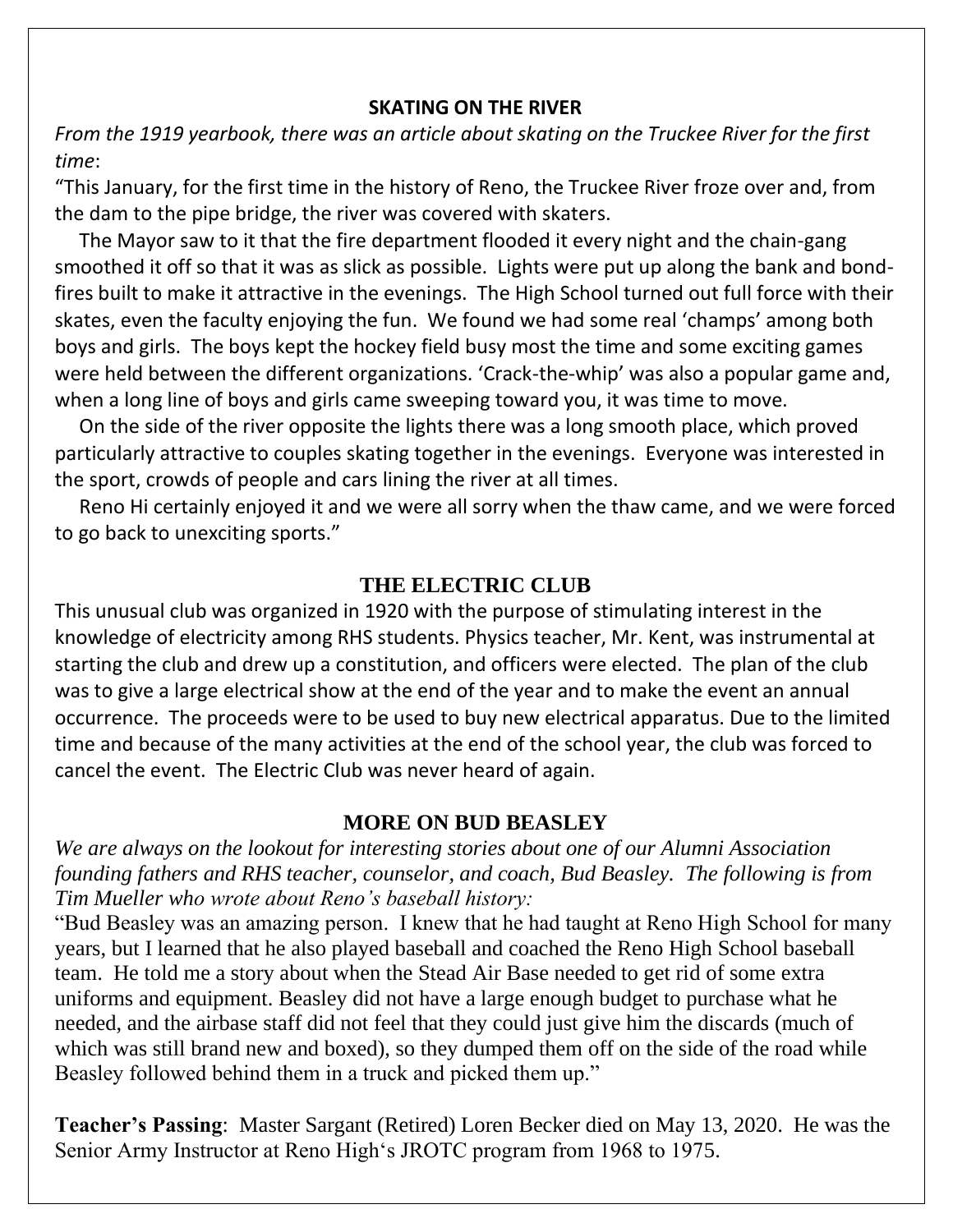## SKATING ON THE RIVER

*From the 1919 yearbook, there was an article about skating on the Truckee River for the first time*:

"This January, for the first time in the history of Reno, the Truckee River froze over and, from the dam to the pipe bridge, the river was covered with skaters.

The Mayor saw to it that the fire department flooded it every night and the chain-gang smoothed it off so that it was as slick as possible. Lights were put up along the bank and bond-fires built to make it attractive in the evenings. The High School turned out full force with their skates, even the faculty enjoying the fun. We found we had some real 'champs' among both boys and girls. The boys kept the hockey field busy most the time and some exciting games were held between the different organizations. 'Crack-the-whip' was also a popular game and, when a long line of boys and girls came sweeping toward you, it was time to move.

On the side of the river opposite the lights there was a long smooth place, which proved particularly attractive to couples skating together in the evenings. Everyone was interested in the sport, crowds of people and cars lining the river at all times.

Reno Hi certainly enjoyed it and we were all sorry when the thaw came, and we were forced to go back to unexciting sports."

## THE ELECTRIC CLUB

This unusual club was organized in 1920 with the purpose of stimulating interest in the knowledge of electricity among RHS students. Physics teacher, Mr. Kent, was instrumental at starting the club and drew up a constitution, and officers were elected. The plan of the club was to give a large electrical show at the end of the year and to make the event an annual occurrence. The proceeds were to be used to buy new electrical apparatus. Due to the limited time and because of the many activities at the end of the school year, the club was forced to cancel the event. The Electric Club was never heard of again.

## MORE ON BUD BEASLEY

*We are always on the lookout for interesting stories about one of our Alumni Association founding fathers and RHS teacher, counselor, and coach, Bud Beasley. The following is from Tim Mueller who wrote about Reno's baseball history:*

"Bud Beasley was an amazing person. I knew that he had taught at Reno High School for many years, but I learned that he also played baseball and coached the Reno High School baseball team. He told me a story about when the Stead Air Base needed to get rid of some extra uniforms and equipment. Beasley did not have a large enough budget to purchase what he needed, and the airbase staff did not feel that they could just give him the discards (much of which was still brand new and boxed), so they dumped them off on the side of the road while Beasley followed behind them in a truck and picked them up."

**Teacher's Passing**: Master Sargant (Retired) Loren Becker died on May 13, 2020. He was the Senior Army Instructor at Reno High's JROTC program from 1968 to 1975.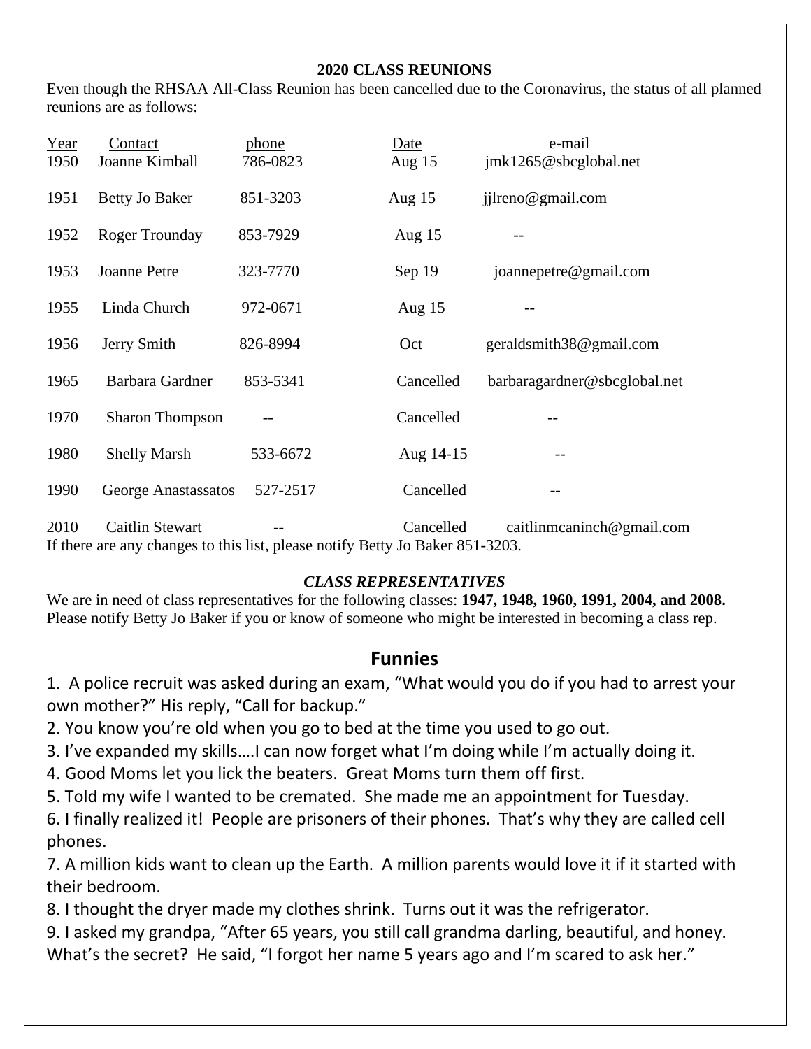## 2020 CLASS REUNIONS

Even though the RHSAA All-Class Reunion has been cancelled due to the Coronavirus, the status of all planned reunions are as follows:

| Year | Contact | phone | Date | e-mail |
|---|---|---|---|---|
| 1950 | Joanne Kimball | 786-0823 | Aug 15 | jmk1265@sbcglobal.net |
| 1951 | Betty Jo Baker | 851-3203 | Aug 15 | jjlreno@gmail.com |
| 1952 | Roger Trounday | 853-7929 | Aug 15 | -- |
| 1953 | Joanne Petre | 323-7770 | Sep 19 | joannepetre@gmail.com |
| 1955 | Linda Church | 972-0671 | Aug 15 | -- |
| 1956 | Jerry Smith | 826-8994 | Oct | geraldsmith38@gmail.com |
| 1965 | Barbara Gardner | 853-5341 | Cancelled | barbaragardner@sbcglobal.net |
| 1970 | Sharon Thompson | -- | Cancelled | -- |
| 1980 | Shelly Marsh | 533-6672 | Aug 14-15 | -- |
| 1990 | George Anastassatos | 527-2517 | Cancelled | -- |
| 2010 | Caitlin Stewart | -- | Cancelled | caitlinmcaninch@gmail.com |

If there are any changes to this list, please notify Betty Jo Baker 851-3203.

### *CLASS REPRESENTATIVES*

We are in need of class representatives for the following classes: **1947, 1948, 1960, 1991, 2004, and 2008.** Please notify Betty Jo Baker if you or know of someone who might be interested in becoming a class rep.

## Funnies

1. A police recruit was asked during an exam, "What would you do if you had to arrest your own mother?" His reply, "Call for backup."
2. You know you're old when you go to bed at the time you used to go out.
3. I've expanded my skills….I can now forget what I'm doing while I'm actually doing it.
4. Good Moms let you lick the beaters. Great Moms turn them off first.
5. Told my wife I wanted to be cremated. She made me an appointment for Tuesday.
6. I finally realized it! People are prisoners of their phones. That's why they are called cell phones.
7. A million kids want to clean up the Earth. A million parents would love it if it started with their bedroom.
8. I thought the dryer made my clothes shrink. Turns out it was the refrigerator.
9. I asked my grandpa, "After 65 years, you still call grandma darling, beautiful, and honey. What's the secret? He said, "I forgot her name 5 years ago and I'm scared to ask her."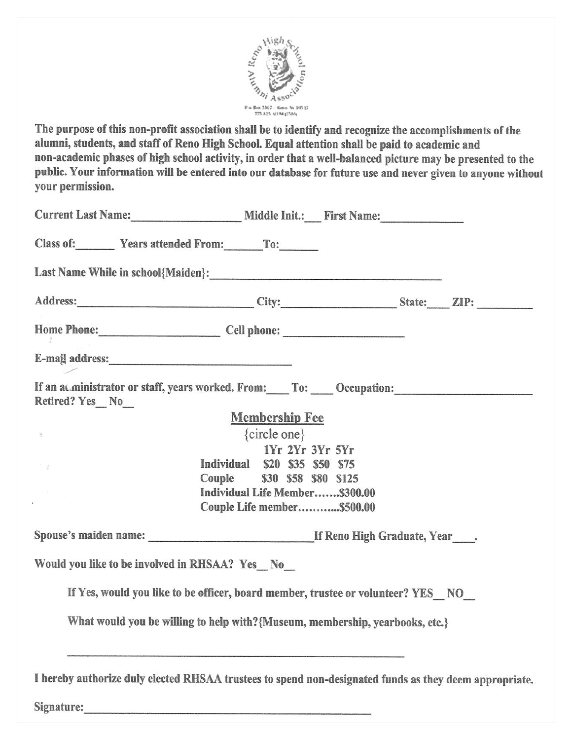Reno High School Alumni Association

P.o. Box 3307 · Reno Nv 89513
775.525.4ALUM (2586)

**The purpose of this non-profit association shall be to identify and recognize the accomplishments of the alumni, students, and staff of Reno High School. Equal attention shall be paid to academic and non-academic phases of high school activity, in order that a well-balanced picture may be presented to the public. Your information will be entered into our database for future use and never given to anyone without your permission.**

**Current Last Name:__________________ Middle Init.:___ First Name:______________**

**Class of:_______ Years attended From:_______To:_______**

**Last Name While in school{Maiden}:__________________________________________**

**Address:________________________________ City:____________________ State:____ ZIP: __________**

**Home Phone:____________________ Cell phone: ____________________**

**E-mail address:______________________________**

**If an administrator or staff, years worked. From:____ To: ____ Occupation:________________________**
**Retired? Yes__ No__**

## Membership Fee

{circle one}

| | 1Yr | 2Yr | 3Yr | 5Yr |
|---|---|---|---|---|
| **Individual** | **$20** | **$35** | **$50** | **$75** |
| **Couple** | **$30** | **$58** | **$80** | **$125** |

**Individual Life Member.......$300.00**
**Couple Life member...........$500.00**

**Spouse's maiden name: ____________________________If Reno High Graduate, Year____.**

**Would you like to be involved in RHSAA? Yes__ No__**

**If Yes, would you like to be officer, board member, trustee or volunteer? YES__ NO__**

**What would you be willing to help with?{Museum, membership, yearbooks, etc.}**

**____________________________________________________________**

**I hereby authorize duly elected RHSAA trustees to spend non-designated funds as they deem appropriate.**

**Signature:____________________________________________________**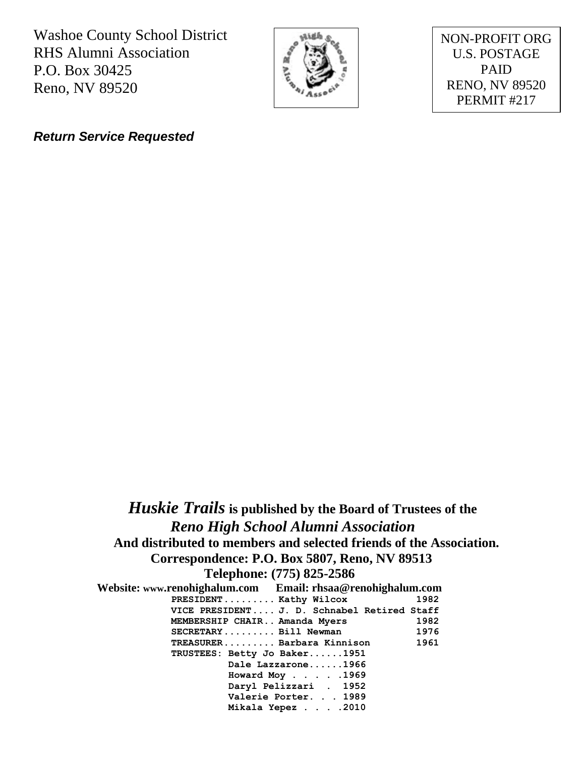Washoe County School District
RHS Alumni Association
P.O. Box 30425
Reno, NV 89520

NON-PROFIT ORG
U.S. POSTAGE
PAID
RENO, NV 89520
PERMIT #217

***Return Service Requested***

***Huskie Trails*** **is published by the Board of Trustees of the**
***Reno High School Alumni Association***
**And distributed to members and selected friends of the Association.**
**Correspondence: P.O. Box 5807, Reno, NV 89513**
**Telephone: (775) 825-2586**
**Website: www.renohighalum.com  Email: rhsaa@renohighalum.com**

```
PRESIDENT......... Kathy Wilcox          1982
VICE PRESIDENT.... J. D. Schnabel Retired Staff
MEMBERSHIP CHAIR.. Amanda Myers          1982
SECRETARY......... Bill Newman           1976
TREASURER......... Barbara Kinnison      1961
TRUSTEES: Betty Jo Baker......1951
          Dale Lazzarone......1966
          Howard Moy . . . . .1969
          Daryl Pelizzari  .  1952
          Valerie Porter. . . 1989
          Mikala Yepez . . . .2010
```